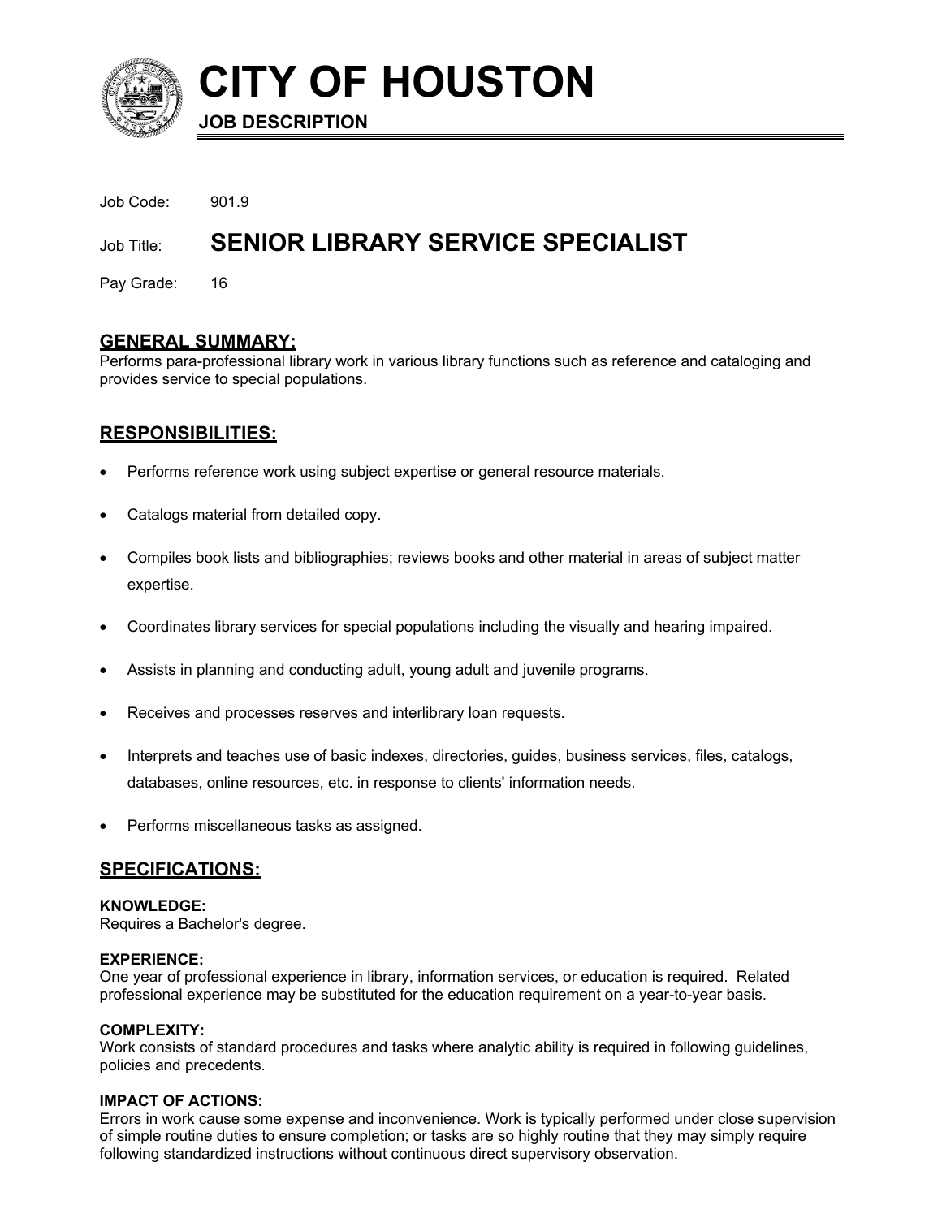# CITY OF HOUSTON

**JOB DESCRIPTION**

Job Code: 901.9

Job Title: **SENIOR LIBRARY SERVICE SPECIALIST**

Pay Grade: 16

## GENERAL SUMMARY:

Performs para-professional library work in various library functions such as reference and cataloging and provides service to special populations.

## RESPONSIBILITIES:

- Performs reference work using subject expertise or general resource materials.
- Catalogs material from detailed copy.
- Compiles book lists and bibliographies; reviews books and other material in areas of subject matter expertise.
- Coordinates library services for special populations including the visually and hearing impaired.
- Assists in planning and conducting adult, young adult and juvenile programs.
- Receives and processes reserves and interlibrary loan requests.
- Interprets and teaches use of basic indexes, directories, guides, business services, files, catalogs, databases, online resources, etc. in response to clients' information needs.
- Performs miscellaneous tasks as assigned.

## SPECIFICATIONS:

**KNOWLEDGE:**
Requires a Bachelor's degree.

**EXPERIENCE:**
One year of professional experience in library, information services, or education is required. Related professional experience may be substituted for the education requirement on a year-to-year basis.

**COMPLEXITY:**
Work consists of standard procedures and tasks where analytic ability is required in following guidelines, policies and precedents.

**IMPACT OF ACTIONS:**
Errors in work cause some expense and inconvenience. Work is typically performed under close supervision of simple routine duties to ensure completion; or tasks are so highly routine that they may simply require following standardized instructions without continuous direct supervisory observation.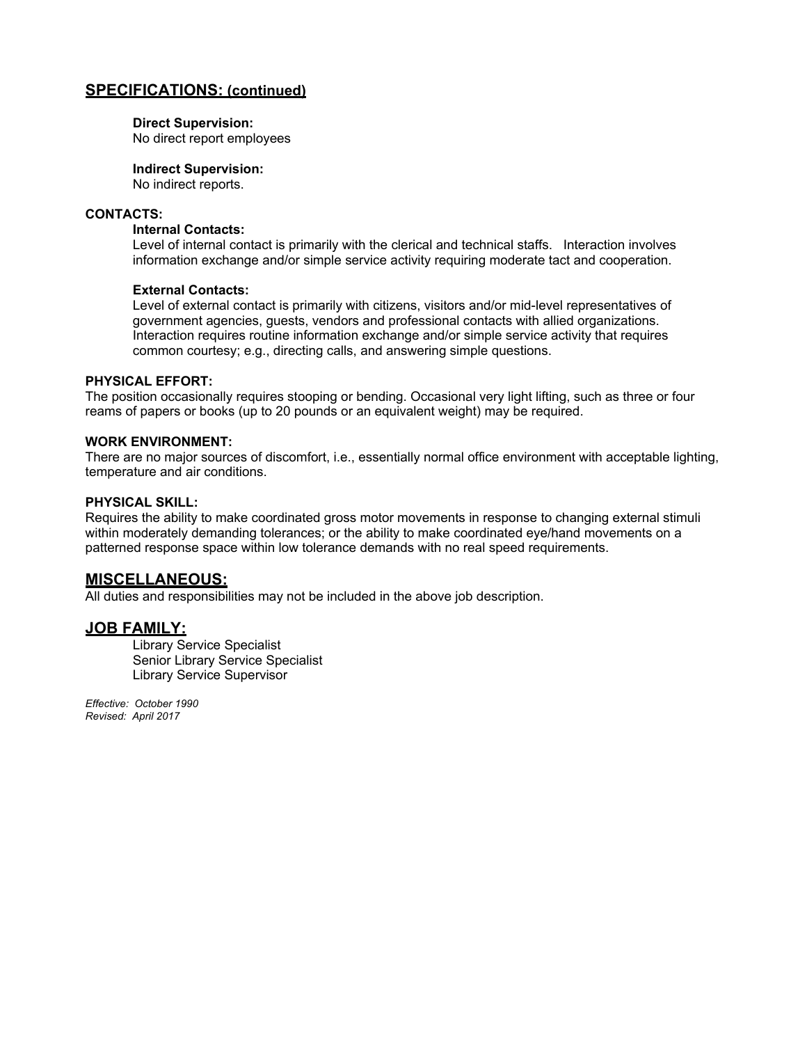## SPECIFICATIONS: (continued)

**Direct Supervision:**
No direct report employees

**Indirect Supervision:**
No indirect reports.

**CONTACTS:**

**Internal Contacts:**
Level of internal contact is primarily with the clerical and technical staffs. Interaction involves information exchange and/or simple service activity requiring moderate tact and cooperation.

**External Contacts:**
Level of external contact is primarily with citizens, visitors and/or mid-level representatives of government agencies, guests, vendors and professional contacts with allied organizations. Interaction requires routine information exchange and/or simple service activity that requires common courtesy; e.g., directing calls, and answering simple questions.

**PHYSICAL EFFORT:**
The position occasionally requires stooping or bending. Occasional very light lifting, such as three or four reams of papers or books (up to 20 pounds or an equivalent weight) may be required.

**WORK ENVIRONMENT:**
There are no major sources of discomfort, i.e., essentially normal office environment with acceptable lighting, temperature and air conditions.

**PHYSICAL SKILL:**
Requires the ability to make coordinated gross motor movements in response to changing external stimuli within moderately demanding tolerances; or the ability to make coordinated eye/hand movements on a patterned response space within low tolerance demands with no real speed requirements.

## MISCELLANEOUS:

All duties and responsibilities may not be included in the above job description.

## JOB FAMILY:

Library Service Specialist
Senior Library Service Specialist
Library Service Supervisor

*Effective: October 1990*
*Revised: April 2017*